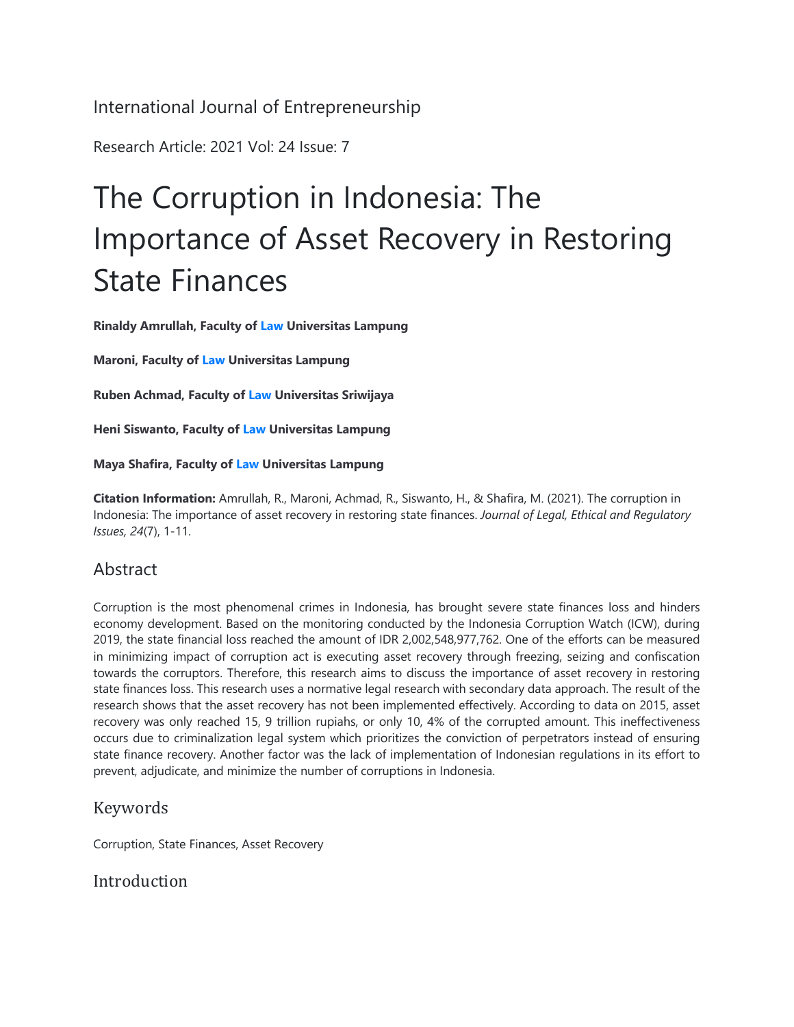International Journal of Entrepreneurship

Research Article: 2021 Vol: 24 Issue: 7

# The Corruption in Indonesia: The Importance of Asset Recovery in Restoring State Finances

**Rinaldy Amrullah, Faculty of Law Universitas Lampung**

**Maroni, Faculty of Law Universitas Lampung**

**Ruben Achmad, Faculty of Law Universitas Sriwijaya**

**Heni Siswanto, Faculty of Law Universitas Lampung**

**Maya Shafira, Faculty of Law Universitas Lampung**

**Citation Information:** Amrullah, R., Maroni, Achmad, R., Siswanto, H., & Shafira, M. (2021). The corruption in Indonesia: The importance of asset recovery in restoring state finances. *Journal of Legal, Ethical and Regulatory Issues, 24*(7), 1-11.

## Abstract

Corruption is the most phenomenal crimes in Indonesia, has brought severe state finances loss and hinders economy development. Based on the monitoring conducted by the Indonesia Corruption Watch (ICW), during 2019, the state financial loss reached the amount of IDR 2,002,548,977,762. One of the efforts can be measured in minimizing impact of corruption act is executing asset recovery through freezing, seizing and confiscation towards the corruptors. Therefore, this research aims to discuss the importance of asset recovery in restoring state finances loss. This research uses a normative legal research with secondary data approach. The result of the research shows that the asset recovery has not been implemented effectively. According to data on 2015, asset recovery was only reached 15, 9 trillion rupiahs, or only 10, 4% of the corrupted amount. This ineffectiveness occurs due to criminalization legal system which prioritizes the conviction of perpetrators instead of ensuring state finance recovery. Another factor was the lack of implementation of Indonesian regulations in its effort to prevent, adjudicate, and minimize the number of corruptions in Indonesia.

## Keywords

Corruption, State Finances, Asset Recovery

## Introduction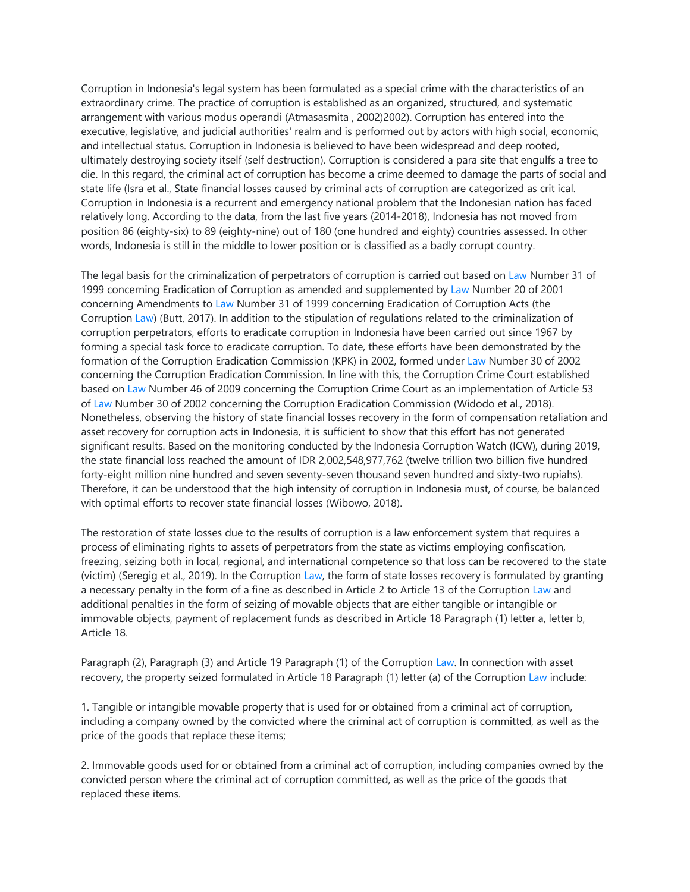Corruption in Indonesia's legal system has been formulated as a special crime with the characteristics of an extraordinary crime. The practice of corruption is established as an organized, structured, and systematic arrangement with various modus operandi (Atmasasmita , 2002)2002). Corruption has entered into the executive, legislative, and judicial authorities' realm and is performed out by actors with high social, economic, and intellectual status. Corruption in Indonesia is believed to have been widespread and deep rooted, ultimately destroying society itself (self destruction). Corruption is considered a para site that engulfs a tree to die. In this regard, the criminal act of corruption has become a crime deemed to damage the parts of social and state life (Isra et al., State financial losses caused by criminal acts of corruption are categorized as crit ical. Corruption in Indonesia is a recurrent and emergency national problem that the Indonesian nation has faced relatively long. According to the data, from the last five years (2014-2018), Indonesia has not moved from position 86 (eighty-six) to 89 (eighty-nine) out of 180 (one hundred and eighty) countries assessed. In other words, Indonesia is still in the middle to lower position or is classified as a badly corrupt country.

The legal basis for the criminalization of perpetrators of corruption is carried out based on Law Number 31 of 1999 concerning Eradication of Corruption as amended and supplemented by Law Number 20 of 2001 concerning Amendments to Law Number 31 of 1999 concerning Eradication of Corruption Acts (the Corruption Law) (Butt, 2017). In addition to the stipulation of regulations related to the criminalization of corruption perpetrators, efforts to eradicate corruption in Indonesia have been carried out since 1967 by forming a special task force to eradicate corruption. To date, these efforts have been demonstrated by the formation of the Corruption Eradication Commission (KPK) in 2002, formed under Law Number 30 of 2002 concerning the Corruption Eradication Commission. In line with this, the Corruption Crime Court established based on Law Number 46 of 2009 concerning the Corruption Crime Court as an implementation of Article 53 of Law Number 30 of 2002 concerning the Corruption Eradication Commission (Widodo et al., 2018). Nonetheless, observing the history of state financial losses recovery in the form of compensation retaliation and asset recovery for corruption acts in Indonesia, it is sufficient to show that this effort has not generated significant results. Based on the monitoring conducted by the Indonesia Corruption Watch (ICW), during 2019, the state financial loss reached the amount of IDR 2,002,548,977,762 (twelve trillion two billion five hundred forty-eight million nine hundred and seven seventy-seven thousand seven hundred and sixty-two rupiahs). Therefore, it can be understood that the high intensity of corruption in Indonesia must, of course, be balanced with optimal efforts to recover state financial losses (Wibowo, 2018).

The restoration of state losses due to the results of corruption is a law enforcement system that requires a process of eliminating rights to assets of perpetrators from the state as victims employing confiscation, freezing, seizing both in local, regional, and international competence so that loss can be recovered to the state (victim) (Seregig et al., 2019). In the Corruption Law, the form of state losses recovery is formulated by granting a necessary penalty in the form of a fine as described in Article 2 to Article 13 of the Corruption Law and additional penalties in the form of seizing of movable objects that are either tangible or intangible or immovable objects, payment of replacement funds as described in Article 18 Paragraph (1) letter a, letter b, Article 18.

Paragraph (2), Paragraph (3) and Article 19 Paragraph (1) of the Corruption Law. In connection with asset recovery, the property seized formulated in Article 18 Paragraph (1) letter (a) of the Corruption Law include:

1. Tangible or intangible movable property that is used for or obtained from a criminal act of corruption, including a company owned by the convicted where the criminal act of corruption is committed, as well as the price of the goods that replace these items;

2. Immovable goods used for or obtained from a criminal act of corruption, including companies owned by the convicted person where the criminal act of corruption committed, as well as the price of the goods that replaced these items.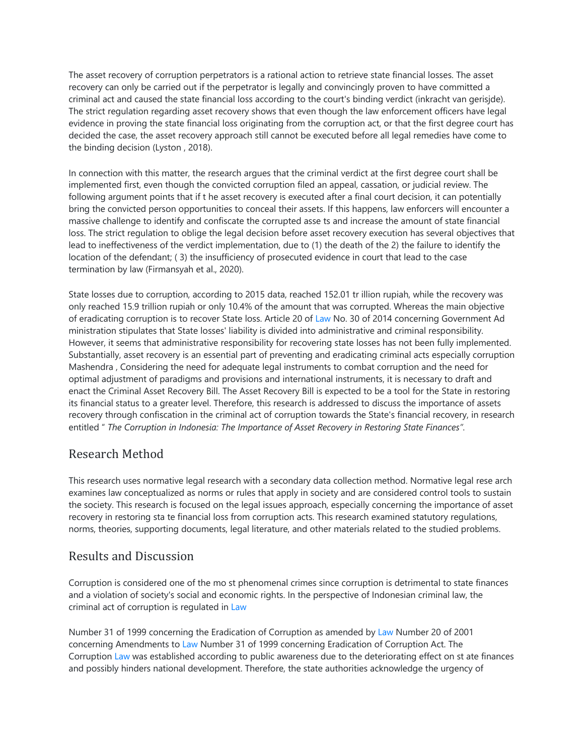The asset recovery of corruption perpetrators is a rational action to retrieve state financial losses. The asset recovery can only be carried out if the perpetrator is legally and convincingly proven to have committed a criminal act and caused the state financial loss according to the court's binding verdict (inkracht van gerisjde). The strict regulation regarding asset recovery shows that even though the law enforcement officers have legal evidence in proving the state financial loss originating from the corruption act, or that the first degree court has decided the case, the asset recovery approach still cannot be executed before all legal remedies have come to the binding decision (Lyston , 2018).

In connection with this matter, the research argues that the criminal verdict at the first degree court shall be implemented first, even though the convicted corruption filed an appeal, cassation, or judicial review. The following argument points that if t he asset recovery is executed after a final court decision, it can potentially bring the convicted person opportunities to conceal their assets. If this happens, law enforcers will encounter a massive challenge to identify and confiscate the corrupted asse ts and increase the amount of state financial loss. The strict regulation to oblige the legal decision before asset recovery execution has several objectives that lead to ineffectiveness of the verdict implementation, due to (1) the death of the 2) the failure to identify the location of the defendant; ( 3) the insufficiency of prosecuted evidence in court that lead to the case termination by law (Firmansyah et al., 2020).

State losses due to corruption, according to 2015 data, reached 152.01 tr illion rupiah, while the recovery was only reached 15.9 trillion rupiah or only 10.4% of the amount that was corrupted. Whereas the main objective of eradicating corruption is to recover State loss. Article 20 of Law No. 30 of 2014 concerning Government Ad ministration stipulates that State losses' liability is divided into administrative and criminal responsibility. However, it seems that administrative responsibility for recovering state losses has not been fully implemented. Substantially, asset recovery is an essential part of preventing and eradicating criminal acts especially corruption Mashendra , Considering the need for adequate legal instruments to combat corruption and the need for optimal adjustment of paradigms and provisions and international instruments, it is necessary to draft and enact the Criminal Asset Recovery Bill. The Asset Recovery Bill is expected to be a tool for the State in restoring its financial status to a greater level. Therefore, this research is addressed to discuss the importance of assets recovery through confiscation in the criminal act of corruption towards the State's financial recovery, in research entitled " *The Corruption in Indonesia: The Importance of Asset Recovery in Restoring State Finances"*.

## Research Method

This research uses normative legal research with a secondary data collection method. Normative legal rese arch examines law conceptualized as norms or rules that apply in society and are considered control tools to sustain the society. This research is focused on the legal issues approach, especially concerning the importance of asset recovery in restoring sta te financial loss from corruption acts. This research examined statutory regulations, norms, theories, supporting documents, legal literature, and other materials related to the studied problems.

## Results and Discussion

Corruption is considered one of the mo st phenomenal crimes since corruption is detrimental to state finances and a violation of society's social and economic rights. In the perspective of Indonesian criminal law, the criminal act of corruption is regulated in Law

Number 31 of 1999 concerning the Eradication of Corruption as amended by Law Number 20 of 2001 concerning Amendments to Law Number 31 of 1999 concerning Eradication of Corruption Act. The Corruption Law was established according to public awareness due to the deteriorating effect on st ate finances and possibly hinders national development. Therefore, the state authorities acknowledge the urgency of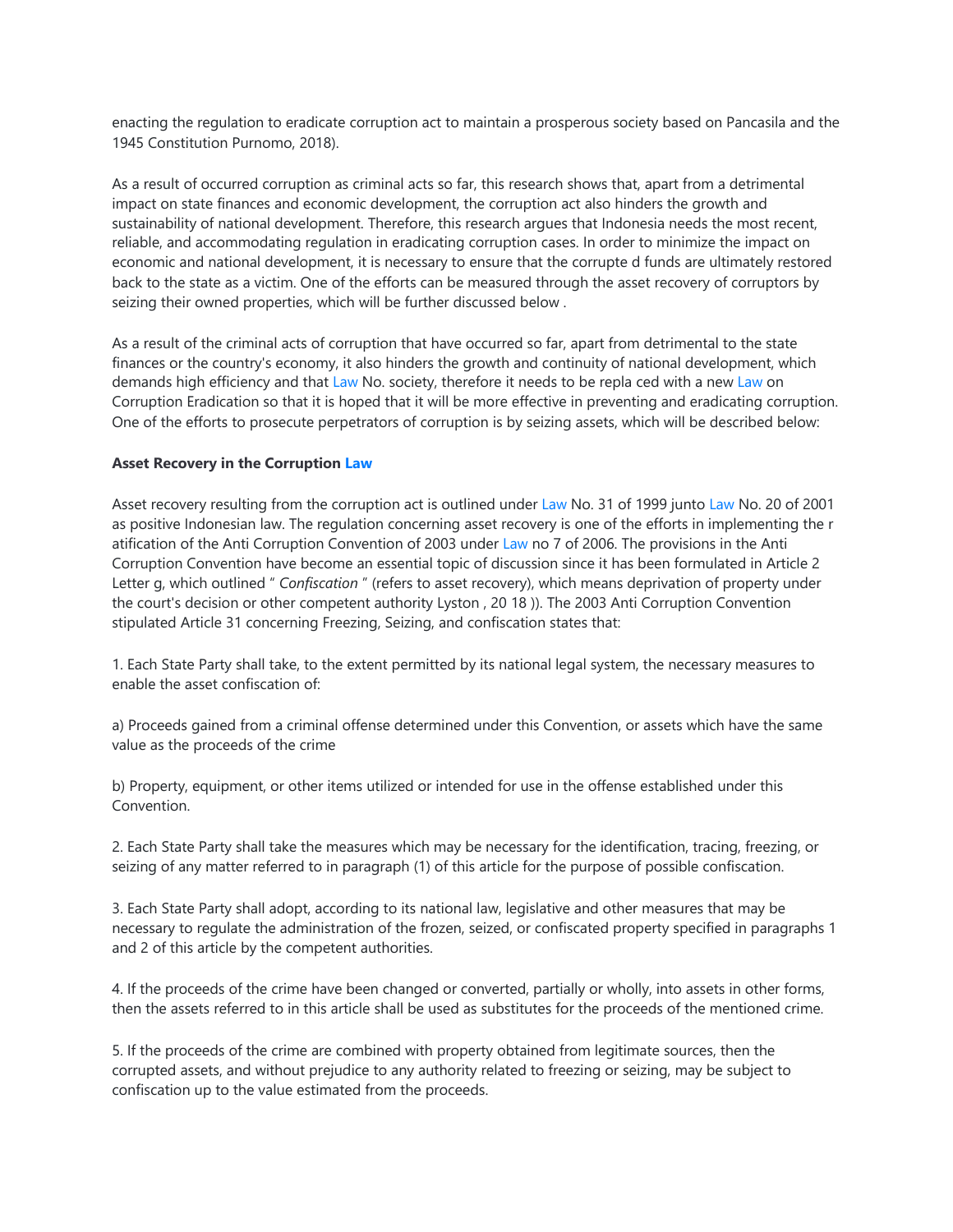enacting the regulation to eradicate corruption act to maintain a prosperous society based on Pancasila and the 1945 Constitution Purnomo, 2018).

As a result of occurred corruption as criminal acts so far, this research shows that, apart from a detrimental impact on state finances and economic development, the corruption act also hinders the growth and sustainability of national development. Therefore, this research argues that Indonesia needs the most recent, reliable, and accommodating regulation in eradicating corruption cases. In order to minimize the impact on economic and national development, it is necessary to ensure that the corrupte d funds are ultimately restored back to the state as a victim. One of the efforts can be measured through the asset recovery of corruptors by seizing their owned properties, which will be further discussed below .

As a result of the criminal acts of corruption that have occurred so far, apart from detrimental to the state finances or the country's economy, it also hinders the growth and continuity of national development, which demands high efficiency and that Law No. society, therefore it needs to be repla ced with a new Law on Corruption Eradication so that it is hoped that it will be more effective in preventing and eradicating corruption. One of the efforts to prosecute perpetrators of corruption is by seizing assets, which will be described below:

**Asset Recovery in the Corruption Law**

Asset recovery resulting from the corruption act is outlined under Law No. 31 of 1999 junto Law No. 20 of 2001 as positive Indonesian law. The regulation concerning asset recovery is one of the efforts in implementing the r atification of the Anti Corruption Convention of 2003 under Law no 7 of 2006. The provisions in the Anti Corruption Convention have become an essential topic of discussion since it has been formulated in Article 2 Letter g, which outlined " *Confiscation* " (refers to asset recovery), which means deprivation of property under the court's decision or other competent authority Lyston , 20 18 )). The 2003 Anti Corruption Convention stipulated Article 31 concerning Freezing, Seizing, and confiscation states that:

1. Each State Party shall take, to the extent permitted by its national legal system, the necessary measures to enable the asset confiscation of:

a) Proceeds gained from a criminal offense determined under this Convention, or assets which have the same value as the proceeds of the crime

b) Property, equipment, or other items utilized or intended for use in the offense established under this Convention.

2. Each State Party shall take the measures which may be necessary for the identification, tracing, freezing, or seizing of any matter referred to in paragraph (1) of this article for the purpose of possible confiscation.

3. Each State Party shall adopt, according to its national law, legislative and other measures that may be necessary to regulate the administration of the frozen, seized, or confiscated property specified in paragraphs 1 and 2 of this article by the competent authorities.

4. If the proceeds of the crime have been changed or converted, partially or wholly, into assets in other forms, then the assets referred to in this article shall be used as substitutes for the proceeds of the mentioned crime.

5. If the proceeds of the crime are combined with property obtained from legitimate sources, then the corrupted assets, and without prejudice to any authority related to freezing or seizing, may be subject to confiscation up to the value estimated from the proceeds.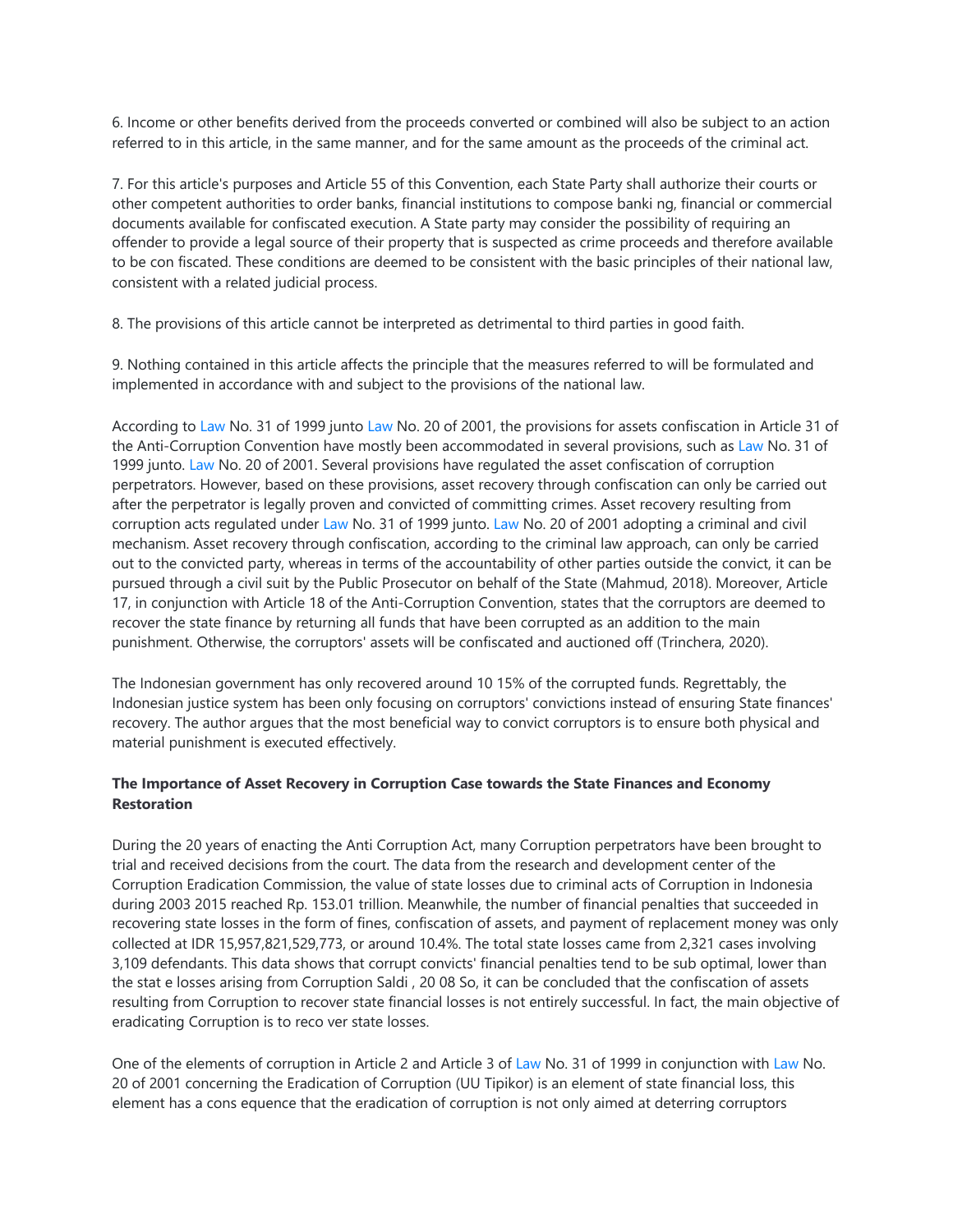6. Income or other benefits derived from the proceeds converted or combined will also be subject to an action referred to in this article, in the same manner, and for the same amount as the proceeds of the criminal act.

7. For this article's purposes and Article 55 of this Convention, each State Party shall authorize their courts or other competent authorities to order banks, financial institutions to compose banki ng, financial or commercial documents available for confiscated execution. A State party may consider the possibility of requiring an offender to provide a legal source of their property that is suspected as crime proceeds and therefore available to be con fiscated. These conditions are deemed to be consistent with the basic principles of their national law, consistent with a related judicial process.

8. The provisions of this article cannot be interpreted as detrimental to third parties in good faith.

9. Nothing contained in this article affects the principle that the measures referred to will be formulated and implemented in accordance with and subject to the provisions of the national law.

According to Law No. 31 of 1999 junto Law No. 20 of 2001, the provisions for assets confiscation in Article 31 of the Anti-Corruption Convention have mostly been accommodated in several provisions, such as Law No. 31 of 1999 junto. Law No. 20 of 2001. Several provisions have regulated the asset confiscation of corruption perpetrators. However, based on these provisions, asset recovery through confiscation can only be carried out after the perpetrator is legally proven and convicted of committing crimes. Asset recovery resulting from corruption acts regulated under Law No. 31 of 1999 junto. Law No. 20 of 2001 adopting a criminal and civil mechanism. Asset recovery through confiscation, according to the criminal law approach, can only be carried out to the convicted party, whereas in terms of the accountability of other parties outside the convict, it can be pursued through a civil suit by the Public Prosecutor on behalf of the State (Mahmud, 2018). Moreover, Article 17, in conjunction with Article 18 of the Anti-Corruption Convention, states that the corruptors are deemed to recover the state finance by returning all funds that have been corrupted as an addition to the main punishment. Otherwise, the corruptors' assets will be confiscated and auctioned off (Trinchera, 2020).

The Indonesian government has only recovered around 10 15% of the corrupted funds. Regrettably, the Indonesian justice system has been only focusing on corruptors' convictions instead of ensuring State finances' recovery. The author argues that the most beneficial way to convict corruptors is to ensure both physical and material punishment is executed effectively.

**The Importance of Asset Recovery in Corruption Case towards the State Finances and Economy Restoration**

During the 20 years of enacting the Anti Corruption Act, many Corruption perpetrators have been brought to trial and received decisions from the court. The data from the research and development center of the Corruption Eradication Commission, the value of state losses due to criminal acts of Corruption in Indonesia during 2003 2015 reached Rp. 153.01 trillion. Meanwhile, the number of financial penalties that succeeded in recovering state losses in the form of fines, confiscation of assets, and payment of replacement money was only collected at IDR 15,957,821,529,773, or around 10.4%. The total state losses came from 2,321 cases involving 3,109 defendants. This data shows that corrupt convicts' financial penalties tend to be sub optimal, lower than the stat e losses arising from Corruption Saldi , 20 08 So, it can be concluded that the confiscation of assets resulting from Corruption to recover state financial losses is not entirely successful. In fact, the main objective of eradicating Corruption is to reco ver state losses.

One of the elements of corruption in Article 2 and Article 3 of Law No. 31 of 1999 in conjunction with Law No. 20 of 2001 concerning the Eradication of Corruption (UU Tipikor) is an element of state financial loss, this element has a cons equence that the eradication of corruption is not only aimed at deterring corruptors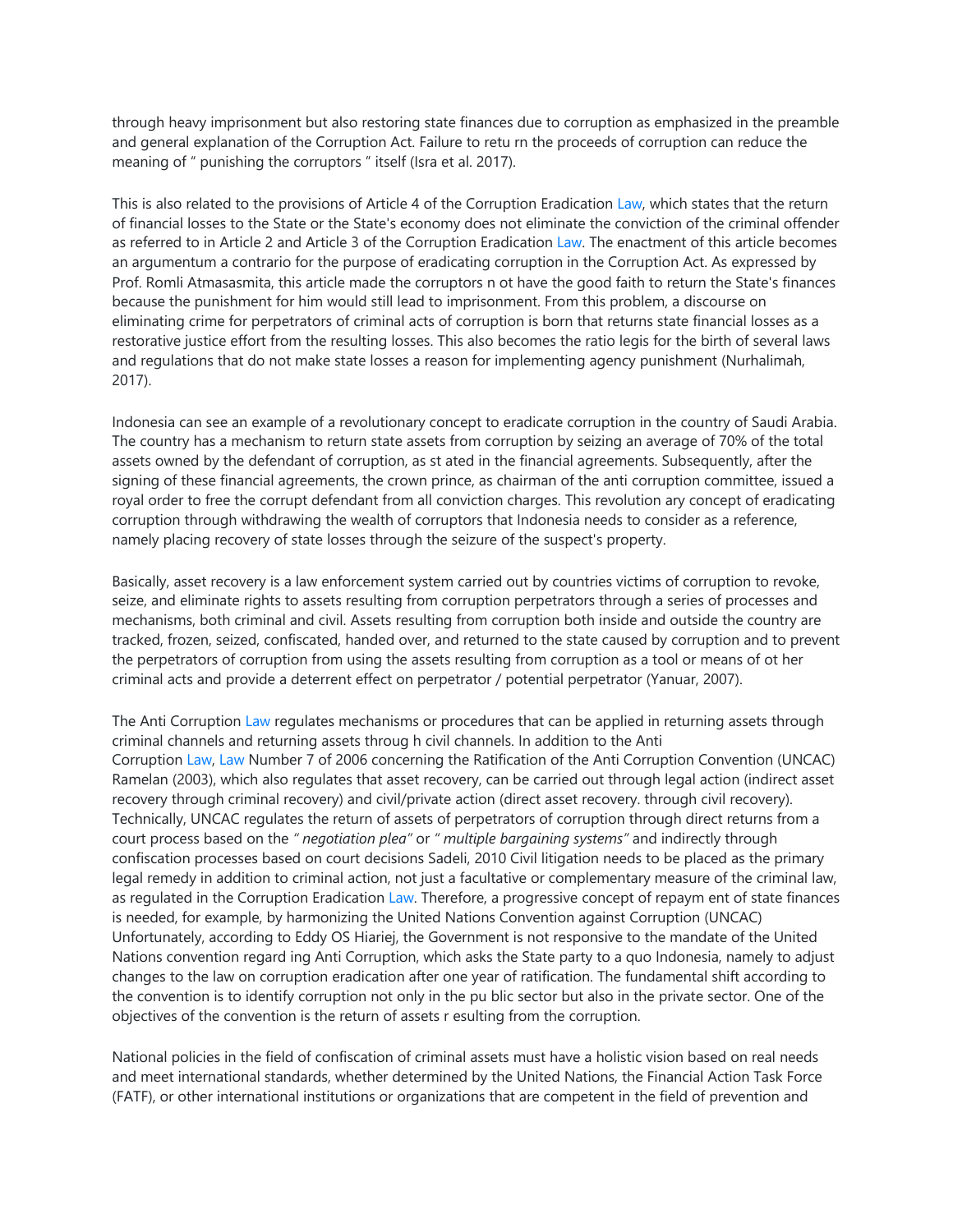through heavy imprisonment but also restoring state finances due to corruption as emphasized in the preamble and general explanation of the Corruption Act. Failure to retu rn the proceeds of corruption can reduce the meaning of " punishing the corruptors " itself (Isra et al. 2017).

This is also related to the provisions of Article 4 of the Corruption Eradication Law, which states that the return of financial losses to the State or the State's economy does not eliminate the conviction of the criminal offender as referred to in Article 2 and Article 3 of the Corruption Eradication Law. The enactment of this article becomes an argumentum a contrario for the purpose of eradicating corruption in the Corruption Act. As expressed by Prof. Romli Atmasasmita, this article made the corruptors n ot have the good faith to return the State's finances because the punishment for him would still lead to imprisonment. From this problem, a discourse on eliminating crime for perpetrators of criminal acts of corruption is born that returns state financial losses as a restorative justice effort from the resulting losses. This also becomes the ratio legis for the birth of several laws and regulations that do not make state losses a reason for implementing agency punishment (Nurhalimah, 2017).

Indonesia can see an example of a revolutionary concept to eradicate corruption in the country of Saudi Arabia. The country has a mechanism to return state assets from corruption by seizing an average of 70% of the total assets owned by the defendant of corruption, as st ated in the financial agreements. Subsequently, after the signing of these financial agreements, the crown prince, as chairman of the anti corruption committee, issued a royal order to free the corrupt defendant from all conviction charges. This revolution ary concept of eradicating corruption through withdrawing the wealth of corruptors that Indonesia needs to consider as a reference, namely placing recovery of state losses through the seizure of the suspect's property.

Basically, asset recovery is a law enforcement system carried out by countries victims of corruption to revoke, seize, and eliminate rights to assets resulting from corruption perpetrators through a series of processes and mechanisms, both criminal and civil. Assets resulting from corruption both inside and outside the country are tracked, frozen, seized, confiscated, handed over, and returned to the state caused by corruption and to prevent the perpetrators of corruption from using the assets resulting from corruption as a tool or means of ot her criminal acts and provide a deterrent effect on perpetrator / potential perpetrator (Yanuar, 2007).

The Anti Corruption Law regulates mechanisms or procedures that can be applied in returning assets through criminal channels and returning assets throug h civil channels. In addition to the Anti Corruption Law, Law Number 7 of 2006 concerning the Ratification of the Anti Corruption Convention (UNCAC) Ramelan (2003), which also regulates that asset recovery, can be carried out through legal action (indirect asset recovery through criminal recovery) and civil/private action (direct asset recovery. through civil recovery). Technically, UNCAC regulates the return of assets of perpetrators of corruption through direct returns from a court process based on the " *negotiation plea"* or " *multiple bargaining systems"* and indirectly through confiscation processes based on court decisions Sadeli, 2010 Civil litigation needs to be placed as the primary legal remedy in addition to criminal action, not just a facultative or complementary measure of the criminal law, as regulated in the Corruption Eradication Law. Therefore, a progressive concept of repaym ent of state finances is needed, for example, by harmonizing the United Nations Convention against Corruption (UNCAC) Unfortunately, according to Eddy OS Hiariej, the Government is not responsive to the mandate of the United Nations convention regard ing Anti Corruption, which asks the State party to a quo Indonesia, namely to adjust changes to the law on corruption eradication after one year of ratification. The fundamental shift according to the convention is to identify corruption not only in the pu blic sector but also in the private sector. One of the objectives of the convention is the return of assets r esulting from the corruption.

National policies in the field of confiscation of criminal assets must have a holistic vision based on real needs and meet international standards, whether determined by the United Nations, the Financial Action Task Force (FATF), or other international institutions or organizations that are competent in the field of prevention and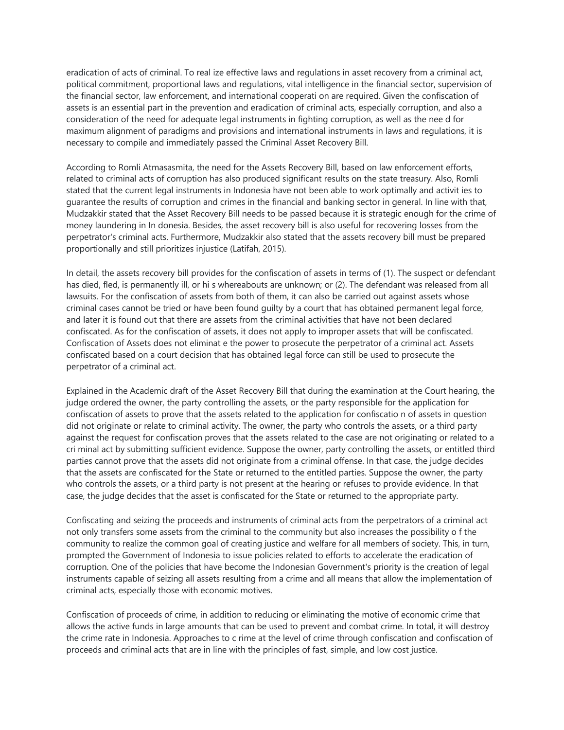eradication of acts of criminal. To realize effective laws and regulations in asset recovery from a criminal act, political commitment, proportional laws and regulations, vital intelligence in the financial sector, supervision of the financial sector, law enforcement, and international cooperation are required. Given the confiscation of assets is an essential part in the prevention and eradication of criminal acts, especially corruption, and also a consideration of the need for adequate legal instruments in fighting corruption, as well as the need for maximum alignment of paradigms and provisions and international instruments in laws and regulations, it is necessary to compile and immediately passed the Criminal Asset Recovery Bill.

According to Romli Atmasasmita, the need for the Assets Recovery Bill, based on law enforcement efforts, related to criminal acts of corruption has also produced significant results on the state treasury. Also, Romli stated that the current legal instruments in Indonesia have not been able to work optimally and activities to guarantee the results of corruption and crimes in the financial and banking sector in general. In line with that, Mudzakkir stated that the Asset Recovery Bill needs to be passed because it is strategic enough for the crime of money laundering in Indonesia. Besides, the asset recovery bill is also useful for recovering losses from the perpetrator's criminal acts. Furthermore, Mudzakkir also stated that the assets recovery bill must be prepared proportionally and still prioritizes injustice (Latifah, 2015).

In detail, the assets recovery bill provides for the confiscation of assets in terms of (1). The suspect or defendant has died, fled, is permanently ill, or his whereabouts are unknown; or (2). The defendant was released from all lawsuits. For the confiscation of assets from both of them, it can also be carried out against assets whose criminal cases cannot be tried or have been found guilty by a court that has obtained permanent legal force, and later it is found out that there are assets from the criminal activities that have not been declared confiscated. As for the confiscation of assets, it does not apply to improper assets that will be confiscated. Confiscation of Assets does not eliminate the power to prosecute the perpetrator of a criminal act. Assets confiscated based on a court decision that has obtained legal force can still be used to prosecute the perpetrator of a criminal act.

Explained in the Academic draft of the Asset Recovery Bill that during the examination at the Court hearing, the judge ordered the owner, the party controlling the assets, or the party responsible for the application for confiscation of assets to prove that the assets related to the application for confiscation of assets in question did not originate or relate to criminal activity. The owner, the party who controls the assets, or a third party against the request for confiscation proves that the assets related to the case are not originating or related to a criminal act by submitting sufficient evidence. Suppose the owner, party controlling the assets, or entitled third parties cannot prove that the assets did not originate from a criminal offense. In that case, the judge decides that the assets are confiscated for the State or returned to the entitled parties. Suppose the owner, the party who controls the assets, or a third party is not present at the hearing or refuses to provide evidence. In that case, the judge decides that the asset is confiscated for the State or returned to the appropriate party.

Confiscating and seizing the proceeds and instruments of criminal acts from the perpetrators of a criminal act not only transfers some assets from the criminal to the community but also increases the possibility of the community to realize the common goal of creating justice and welfare for all members of society. This, in turn, prompted the Government of Indonesia to issue policies related to efforts to accelerate the eradication of corruption. One of the policies that have become the Indonesian Government's priority is the creation of legal instruments capable of seizing all assets resulting from a crime and all means that allow the implementation of criminal acts, especially those with economic motives.

Confiscation of proceeds of crime, in addition to reducing or eliminating the motive of economic crime that allows the active funds in large amounts that can be used to prevent and combat crime. In total, it will destroy the crime rate in Indonesia. Approaches to crime at the level of crime through confiscation and confiscation of proceeds and criminal acts that are in line with the principles of fast, simple, and low cost justice.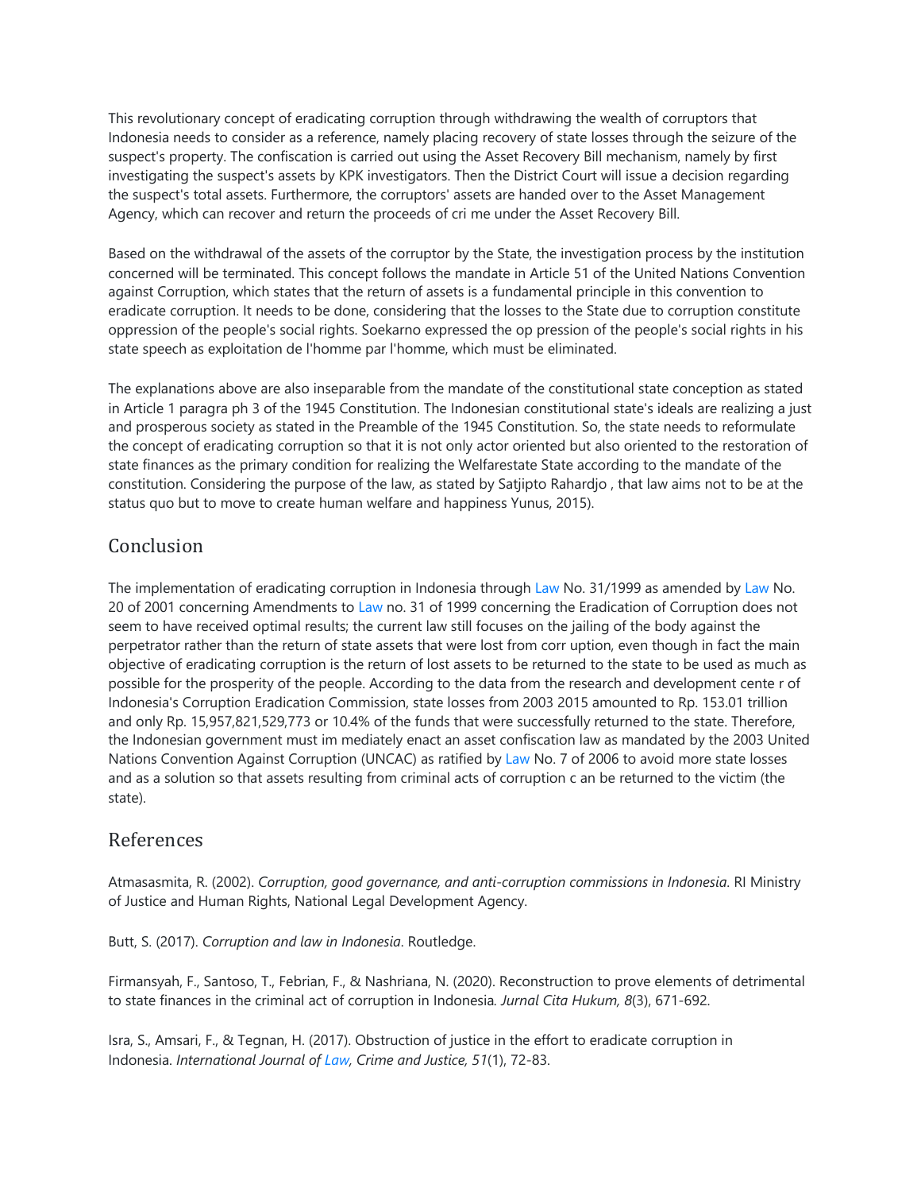This revolutionary concept of eradicating corruption through withdrawing the wealth of corruptors that Indonesia needs to consider as a reference, namely placing recovery of state losses through the seizure of the suspect's property. The confiscation is carried out using the Asset Recovery Bill mechanism, namely by first investigating the suspect's assets by KPK investigators. Then the District Court will issue a decision regarding the suspect's total assets. Furthermore, the corruptors' assets are handed over to the Asset Management Agency, which can recover and return the proceeds of cri me under the Asset Recovery Bill.

Based on the withdrawal of the assets of the corruptor by the State, the investigation process by the institution concerned will be terminated. This concept follows the mandate in Article 51 of the United Nations Convention against Corruption, which states that the return of assets is a fundamental principle in this convention to eradicate corruption. It needs to be done, considering that the losses to the State due to corruption constitute oppression of the people's social rights. Soekarno expressed the op pression of the people's social rights in his state speech as exploitation de l'homme par l'homme, which must be eliminated.

The explanations above are also inseparable from the mandate of the constitutional state conception as stated in Article 1 paragra ph 3 of the 1945 Constitution. The Indonesian constitutional state's ideals are realizing a just and prosperous society as stated in the Preamble of the 1945 Constitution. So, the state needs to reformulate the concept of eradicating corruption so that it is not only actor oriented but also oriented to the restoration of state finances as the primary condition for realizing the Welfarestate State according to the mandate of the constitution. Considering the purpose of the law, as stated by Satjipto Rahardjo , that law aims not to be at the status quo but to move to create human welfare and happiness Yunus, 2015).

## Conclusion

The implementation of eradicating corruption in Indonesia through Law No. 31/1999 as amended by Law No. 20 of 2001 concerning Amendments to Law no. 31 of 1999 concerning the Eradication of Corruption does not seem to have received optimal results; the current law still focuses on the jailing of the body against the perpetrator rather than the return of state assets that were lost from corr uption, even though in fact the main objective of eradicating corruption is the return of lost assets to be returned to the state to be used as much as possible for the prosperity of the people. According to the data from the research and development cente r of Indonesia's Corruption Eradication Commission, state losses from 2003 2015 amounted to Rp. 153.01 trillion and only Rp. 15,957,821,529,773 or 10.4% of the funds that were successfully returned to the state. Therefore, the Indonesian government must im mediately enact an asset confiscation law as mandated by the 2003 United Nations Convention Against Corruption (UNCAC) as ratified by Law No. 7 of 2006 to avoid more state losses and as a solution so that assets resulting from criminal acts of corruption c an be returned to the victim (the state).

## References

Atmasasmita, R. (2002). *Corruption, good governance, and anti-corruption commissions in Indonesia*. RI Ministry of Justice and Human Rights, National Legal Development Agency.

Butt, S. (2017). *Corruption and law in Indonesia*. Routledge.

Firmansyah, F., Santoso, T., Febrian, F., & Nashriana, N. (2020). Reconstruction to prove elements of detrimental to state finances in the criminal act of corruption in Indonesia. *Jurnal Cita Hukum, 8*(3), 671-692.

Isra, S., Amsari, F., & Tegnan, H. (2017). Obstruction of justice in the effort to eradicate corruption in Indonesia. *International Journal of Law, Crime and Justice, 51*(1), 72-83.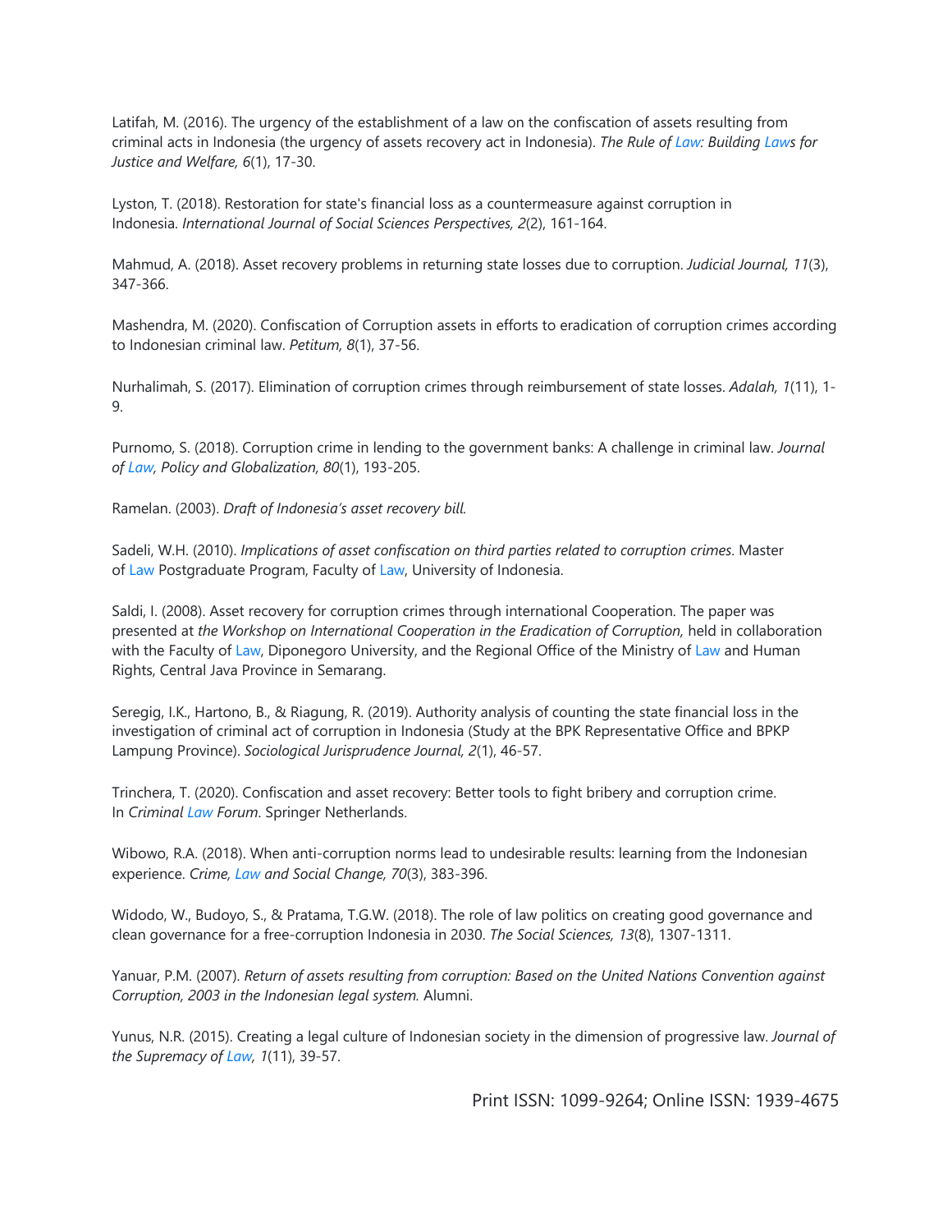Latifah, M. (2016). The urgency of the establishment of a law on the confiscation of assets resulting from criminal acts in Indonesia (the urgency of assets recovery act in Indonesia). *The Rule of Law: Building Laws for Justice and Welfare, 6*(1), 17-30.

Lyston, T. (2018). Restoration for state's financial loss as a countermeasure against corruption in Indonesia. *International Journal of Social Sciences Perspectives, 2*(2), 161-164.

Mahmud, A. (2018). Asset recovery problems in returning state losses due to corruption. *Judicial Journal, 11*(3), 347-366.

Mashendra, M. (2020). Confiscation of Corruption assets in efforts to eradication of corruption crimes according to Indonesian criminal law. *Petitum, 8*(1), 37-56.

Nurhalimah, S. (2017). Elimination of corruption crimes through reimbursement of state losses. *Adalah, 1*(11), 1-9.

Purnomo, S. (2018). Corruption crime in lending to the government banks: A challenge in criminal law. *Journal of Law, Policy and Globalization, 80*(1), 193-205.

Ramelan. (2003). *Draft of Indonesia's asset recovery bill.*

Sadeli, W.H. (2010). *Implications of asset confiscation on third parties related to corruption crimes*. Master of Law Postgraduate Program, Faculty of Law, University of Indonesia.

Saldi, I. (2008). Asset recovery for corruption crimes through international Cooperation. The paper was presented at *the Workshop on International Cooperation in the Eradication of Corruption,* held in collaboration with the Faculty of Law, Diponegoro University, and the Regional Office of the Ministry of Law and Human Rights, Central Java Province in Semarang.

Seregig, I.K., Hartono, B., & Riagung, R. (2019). Authority analysis of counting the state financial loss in the investigation of criminal act of corruption in Indonesia (Study at the BPK Representative Office and BPKP Lampung Province). *Sociological Jurisprudence Journal, 2*(1), 46-57.

Trinchera, T. (2020). Confiscation and asset recovery: Better tools to fight bribery and corruption crime. In *Criminal Law Forum*. Springer Netherlands.

Wibowo, R.A. (2018). When anti-corruption norms lead to undesirable results: learning from the Indonesian experience. *Crime, Law and Social Change, 70*(3), 383-396.

Widodo, W., Budoyo, S., & Pratama, T.G.W. (2018). The role of law politics on creating good governance and clean governance for a free-corruption Indonesia in 2030. *The Social Sciences, 13*(8), 1307-1311.

Yanuar, P.M. (2007). *Return of assets resulting from corruption: Based on the United Nations Convention against Corruption, 2003 in the Indonesian legal system.* Alumni.

Yunus, N.R. (2015). Creating a legal culture of Indonesian society in the dimension of progressive law. *Journal of the Supremacy of Law, 1*(11), 39-57.